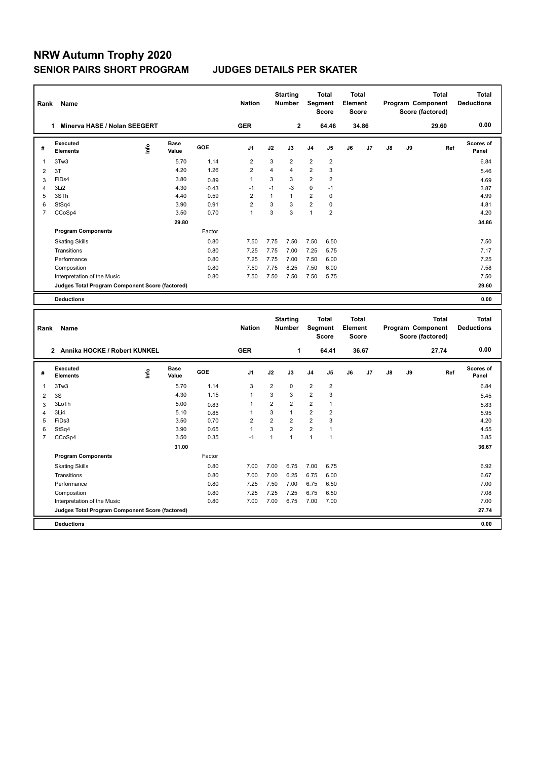# NRW Autumn Trophy 2020

## SENIOR PAIRS SHORT PROGRAM JUDGES DETAILS PER SKATER

| Rank | Name | Nation | Starting Number | Total Segment Score | Total Element Score | Total Program Component Score (factored) | Total Deductions |
|---|---|---|---|---|---|---|---|
| 1 | Minerva HASE / Nolan SEEGERT | GER | 2 | 64.46 | 34.86 | 29.60 | 0.00 |

| # | Executed Elements | Info | Base Value | GOE | J1 | J2 | J3 | J4 | J5 | J6 | J7 | J8 | J9 | Ref | Scores of Panel |
|---|---|---|---|---|---|---|---|---|---|---|---|---|---|---|---|
| 1 | 3Tw3 | | 5.70 | 1.14 | 2 | 3 | 2 | 2 | 2 | | | | | | 6.84 |
| 2 | 3T | | 4.20 | 1.26 | 2 | 4 | 4 | 2 | 3 | | | | | | 5.46 |
| 3 | FiDs4 | | 3.80 | 0.89 | 1 | 3 | 3 | 2 | 2 | | | | | | 4.69 |
| 4 | 3Li2 | | 4.30 | -0.43 | -1 | -1 | -3 | 0 | -1 | | | | | | 3.87 |
| 5 | 3STh | | 4.40 | 0.59 | 2 | 1 | 1 | 2 | 0 | | | | | | 4.99 |
| 6 | StSq4 | | 3.90 | 0.91 | 2 | 3 | 3 | 2 | 0 | | | | | | 4.81 |
| 7 | CCoSp4 | | 3.50 | 0.70 | 1 | 3 | 3 | 1 | 2 | | | | | | 4.20 |
| | | | 29.80 | | | | | | | | | | | | 34.86 |
| | **Program Components** | | | Factor | | | | | | | | | | | |
| | Skating Skills | | | 0.80 | 7.50 | 7.75 | 7.50 | 7.50 | 6.50 | | | | | | 7.50 |
| | Transitions | | | 0.80 | 7.25 | 7.75 | 7.00 | 7.25 | 5.75 | | | | | | 7.17 |
| | Performance | | | 0.80 | 7.25 | 7.75 | 7.00 | 7.50 | 6.00 | | | | | | 7.25 |
| | Composition | | | 0.80 | 7.50 | 7.75 | 8.25 | 7.50 | 6.00 | | | | | | 7.58 |
| | Interpretation of the Music | | | 0.80 | 7.50 | 7.50 | 7.50 | 7.50 | 5.75 | | | | | | 7.50 |
| | Judges Total Program Component Score (factored) | | | | | | | | | | | | | | 29.60 |
| | **Deductions** | | | | | | | | | | | | | | 0.00 |

| Rank | Name | Nation | Starting Number | Total Segment Score | Total Element Score | Total Program Component Score (factored) | Total Deductions |
|---|---|---|---|---|---|---|---|
| 2 | Annika HOCKE / Robert KUNKEL | GER | 1 | 64.41 | 36.67 | 27.74 | 0.00 |

| # | Executed Elements | Info | Base Value | GOE | J1 | J2 | J3 | J4 | J5 | J6 | J7 | J8 | J9 | Ref | Scores of Panel |
|---|---|---|---|---|---|---|---|---|---|---|---|---|---|---|---|
| 1 | 3Tw3 | | 5.70 | 1.14 | 3 | 2 | 0 | 2 | 2 | | | | | | 6.84 |
| 2 | 3S | | 4.30 | 1.15 | 1 | 3 | 3 | 2 | 3 | | | | | | 5.45 |
| 3 | 3LoTh | | 5.00 | 0.83 | 1 | 2 | 2 | 2 | 1 | | | | | | 5.83 |
| 4 | 3Li4 | | 5.10 | 0.85 | 1 | 3 | 1 | 2 | 2 | | | | | | 5.95 |
| 5 | FiDs3 | | 3.50 | 0.70 | 2 | 2 | 2 | 2 | 3 | | | | | | 4.20 |
| 6 | StSq4 | | 3.90 | 0.65 | 1 | 3 | 2 | 2 | 1 | | | | | | 4.55 |
| 7 | CCoSp4 | | 3.50 | 0.35 | -1 | 1 | 1 | 1 | 1 | | | | | | 3.85 |
| | | | 31.00 | | | | | | | | | | | | 36.67 |
| | **Program Components** | | | Factor | | | | | | | | | | | |
| | Skating Skills | | | 0.80 | 7.00 | 7.00 | 6.75 | 7.00 | 6.75 | | | | | | 6.92 |
| | Transitions | | | 0.80 | 7.00 | 7.00 | 6.25 | 6.75 | 6.00 | | | | | | 6.67 |
| | Performance | | | 0.80 | 7.25 | 7.50 | 7.00 | 6.75 | 6.50 | | | | | | 7.00 |
| | Composition | | | 0.80 | 7.25 | 7.25 | 7.25 | 6.75 | 6.50 | | | | | | 7.08 |
| | Interpretation of the Music | | | 0.80 | 7.00 | 7.00 | 6.75 | 7.00 | 7.00 | | | | | | 7.00 |
| | Judges Total Program Component Score (factored) | | | | | | | | | | | | | | 27.74 |
| | **Deductions** | | | | | | | | | | | | | | 0.00 |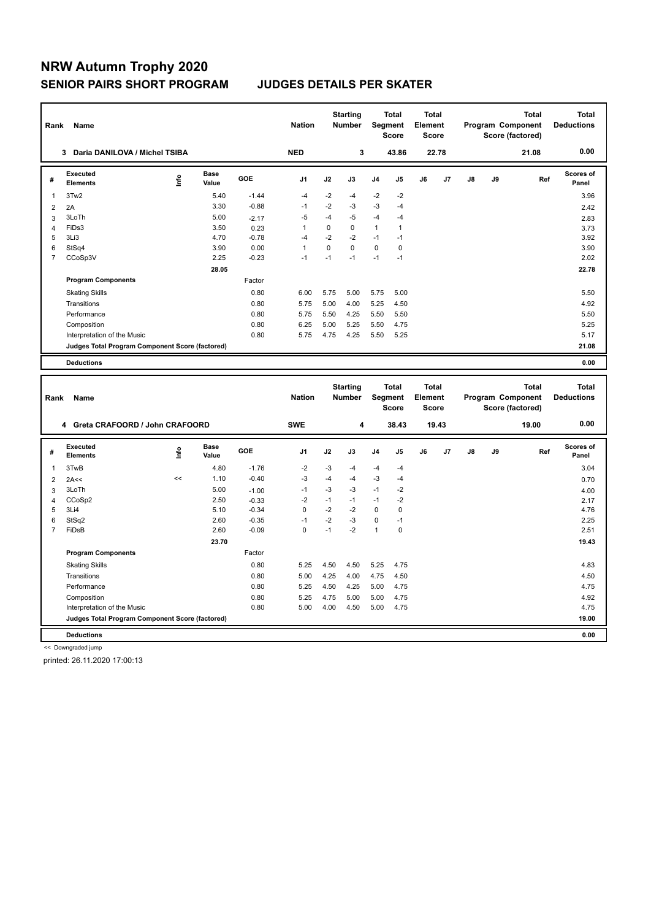# NRW Autumn Trophy 2020

## SENIOR PAIRS SHORT PROGRAM JUDGES DETAILS PER SKATER

| Rank | Name | Nation | Starting Number | Total Segment Score | Total Element Score | Total Program Component Score (factored) | Total Deductions |
|---|---|---|---|---|---|---|---|
| 3 | Daria DANILOVA / Michel TSIBA | NED | 3 | 43.86 | 22.78 | 21.08 | 0.00 |

| # | Executed Elements | Info | Base Value | GOE | J1 | J2 | J3 | J4 | J5 | J6 | J7 | J8 | J9 | Ref | Scores of Panel |
|---|---|---|---|---|---|---|---|---|---|---|---|---|---|---|---|
| 1 | 3Tw2 | | 5.40 | -1.44 | -4 | -2 | -4 | -2 | -2 | | | | | | 3.96 |
| 2 | 2A | | 3.30 | -0.88 | -1 | -2 | -3 | -3 | -4 | | | | | | 2.42 |
| 3 | 3LoTh | | 5.00 | -2.17 | -5 | -4 | -5 | -4 | -4 | | | | | | 2.83 |
| 4 | FiDs3 | | 3.50 | 0.23 | 1 | 0 | 0 | 1 | 1 | | | | | | 3.73 |
| 5 | 3Li3 | | 4.70 | -0.78 | -4 | -2 | -2 | -1 | -1 | | | | | | 3.92 |
| 6 | StSq4 | | 3.90 | 0.00 | 1 | 0 | 0 | 0 | 0 | | | | | | 3.90 |
| 7 | CCoSp3V | | 2.25 | -0.23 | -1 | -1 | -1 | -1 | -1 | | | | | | 2.02 |
| | | | 28.05 | | | | | | | | | | | | 22.78 |
| | **Program Components** | | | Factor | | | | | | | | | | | |
| | Skating Skills | | | 0.80 | 6.00 | 5.75 | 5.00 | 5.75 | 5.00 | | | | | | 5.50 |
| | Transitions | | | 0.80 | 5.75 | 5.00 | 4.00 | 5.25 | 4.50 | | | | | | 4.92 |
| | Performance | | | 0.80 | 5.75 | 5.50 | 4.25 | 5.50 | 5.50 | | | | | | 5.50 |
| | Composition | | | 0.80 | 6.25 | 5.00 | 5.25 | 5.50 | 4.75 | | | | | | 5.25 |
| | Interpretation of the Music | | | 0.80 | 5.75 | 4.75 | 4.25 | 5.50 | 5.25 | | | | | | 5.17 |
| | **Judges Total Program Component Score (factored)** | | | | | | | | | | | | | | **21.08** |
| | **Deductions** | | | | | | | | | | | | | | **0.00** |

| Rank | Name | Nation | Starting Number | Total Segment Score | Total Element Score | Total Program Component Score (factored) | Total Deductions |
|---|---|---|---|---|---|---|---|
| 4 | Greta CRAFOORD / John CRAFOORD | SWE | 4 | 38.43 | 19.43 | 19.00 | 0.00 |

| # | Executed Elements | Info | Base Value | GOE | J1 | J2 | J3 | J4 | J5 | J6 | J7 | J8 | J9 | Ref | Scores of Panel |
|---|---|---|---|---|---|---|---|---|---|---|---|---|---|---|---|
| 1 | 3TwB | | 4.80 | -1.76 | -2 | -3 | -4 | -4 | -4 | | | | | | 3.04 |
| 2 | 2A<< | << | 1.10 | -0.40 | -3 | -4 | -4 | -3 | -4 | | | | | | 0.70 |
| 3 | 3LoTh | | 5.00 | -1.00 | -1 | -3 | -3 | -1 | -2 | | | | | | 4.00 |
| 4 | CCoSp2 | | 2.50 | -0.33 | -2 | -1 | -1 | -1 | -2 | | | | | | 2.17 |
| 5 | 3Li4 | | 5.10 | -0.34 | 0 | -2 | -2 | 0 | 0 | | | | | | 4.76 |
| 6 | StSq2 | | 2.60 | -0.35 | -1 | -2 | -3 | 0 | -1 | | | | | | 2.25 |
| 7 | FiDsB | | 2.60 | -0.09 | 0 | -1 | -2 | 1 | 0 | | | | | | 2.51 |
| | | | 23.70 | | | | | | | | | | | | 19.43 |
| | **Program Components** | | | Factor | | | | | | | | | | | |
| | Skating Skills | | | 0.80 | 5.25 | 4.50 | 4.50 | 5.25 | 4.75 | | | | | | 4.83 |
| | Transitions | | | 0.80 | 5.00 | 4.25 | 4.00 | 4.75 | 4.50 | | | | | | 4.50 |
| | Performance | | | 0.80 | 5.25 | 4.50 | 4.25 | 5.00 | 4.75 | | | | | | 4.75 |
| | Composition | | | 0.80 | 5.25 | 4.75 | 5.00 | 5.00 | 4.75 | | | | | | 4.92 |
| | Interpretation of the Music | | | 0.80 | 5.00 | 4.00 | 4.50 | 5.00 | 4.75 | | | | | | 4.75 |
| | **Judges Total Program Component Score (factored)** | | | | | | | | | | | | | | **19.00** |
| | **Deductions** | | | | | | | | | | | | | | **0.00** |

<< Downgraded jump

printed: 26.11.2020 17:00:13